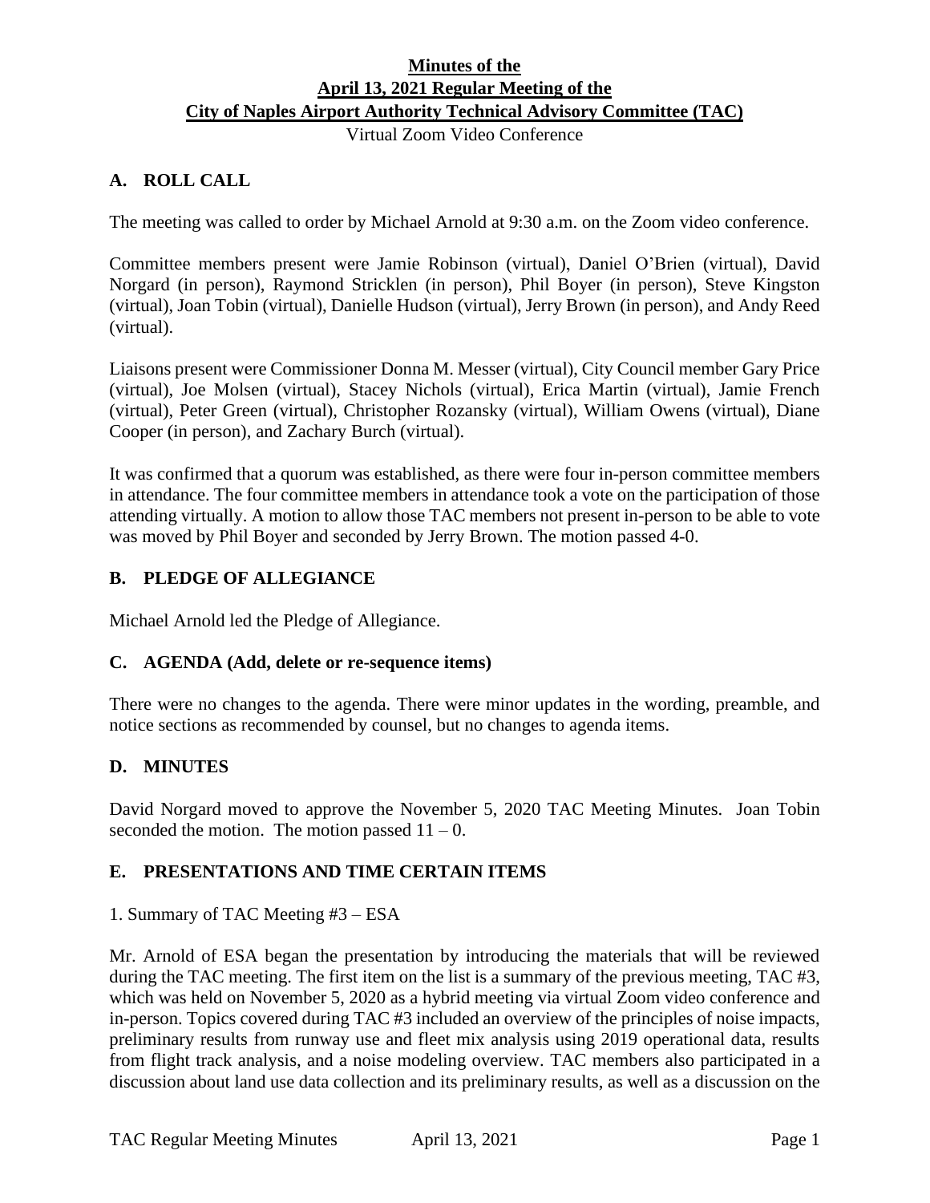# Minutes of the April 13, 2021 Regular Meeting of the City of Naples Airport Authority Technical Advisory Committee (TAC)

Virtual Zoom Video Conference

## A. ROLL CALL

The meeting was called to order by Michael Arnold at 9:30 a.m. on the Zoom video conference.

Committee members present were Jamie Robinson (virtual), Daniel O'Brien (virtual), David Norgard (in person), Raymond Stricklen (in person), Phil Boyer (in person), Steve Kingston (virtual), Joan Tobin (virtual), Danielle Hudson (virtual), Jerry Brown (in person), and Andy Reed (virtual).

Liaisons present were Commissioner Donna M. Messer (virtual), City Council member Gary Price (virtual), Joe Molsen (virtual), Stacey Nichols (virtual), Erica Martin (virtual), Jamie French (virtual), Peter Green (virtual), Christopher Rozansky (virtual), William Owens (virtual), Diane Cooper (in person), and Zachary Burch (virtual).

It was confirmed that a quorum was established, as there were four in-person committee members in attendance. The four committee members in attendance took a vote on the participation of those attending virtually. A motion to allow those TAC members not present in-person to be able to vote was moved by Phil Boyer and seconded by Jerry Brown. The motion passed 4-0.

## B. PLEDGE OF ALLEGIANCE

Michael Arnold led the Pledge of Allegiance.

## C. AGENDA (Add, delete or re-sequence items)

There were no changes to the agenda. There were minor updates in the wording, preamble, and notice sections as recommended by counsel, but no changes to agenda items.

## D. MINUTES

David Norgard moved to approve the November 5, 2020 TAC Meeting Minutes. Joan Tobin seconded the motion. The motion passed 11 – 0.

## E. PRESENTATIONS AND TIME CERTAIN ITEMS

1. Summary of TAC Meeting #3 – ESA

Mr. Arnold of ESA began the presentation by introducing the materials that will be reviewed during the TAC meeting. The first item on the list is a summary of the previous meeting, TAC #3, which was held on November 5, 2020 as a hybrid meeting via virtual Zoom video conference and in-person. Topics covered during TAC #3 included an overview of the principles of noise impacts, preliminary results from runway use and fleet mix analysis using 2019 operational data, results from flight track analysis, and a noise modeling overview. TAC members also participated in a discussion about land use data collection and its preliminary results, as well as a discussion on the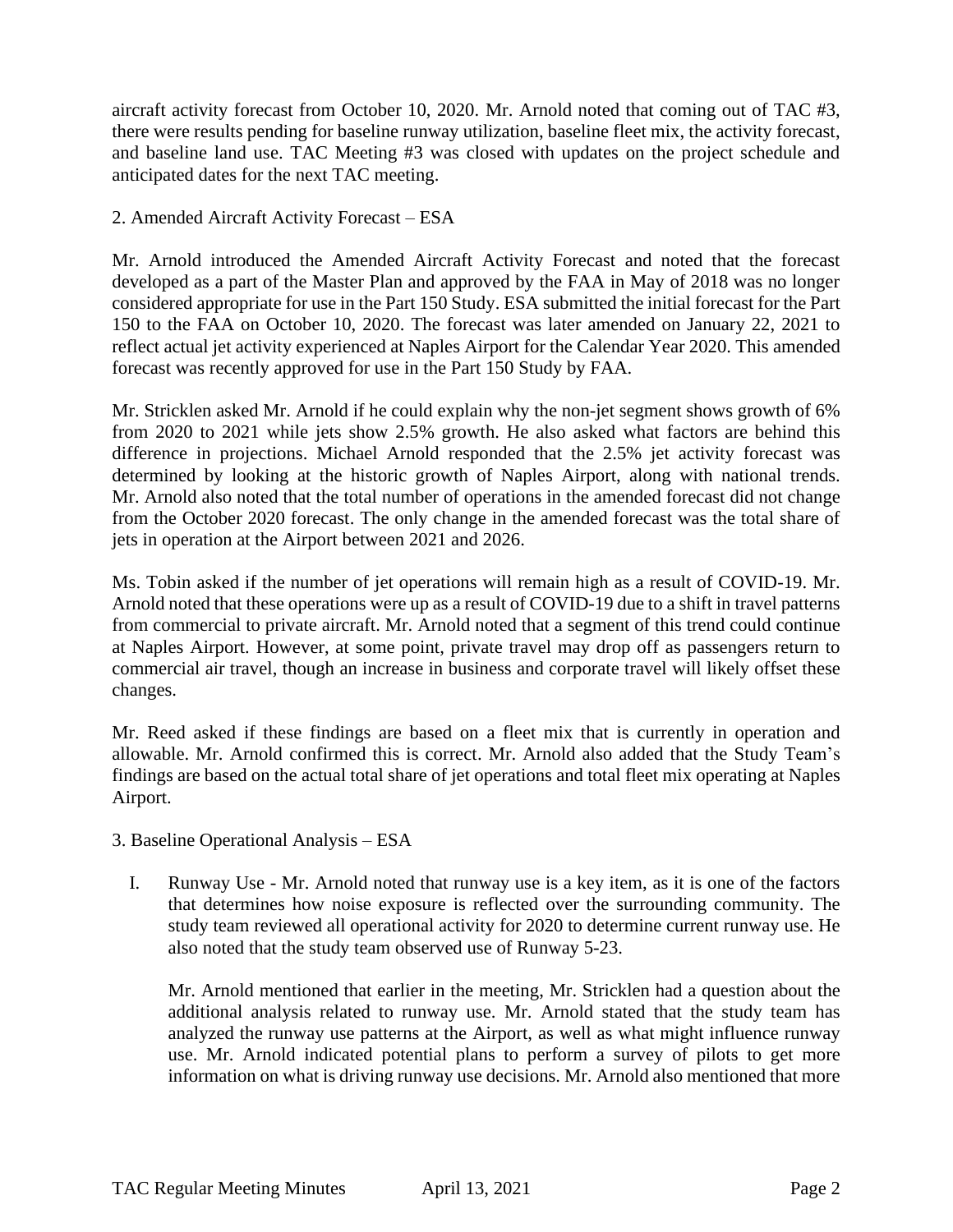aircraft activity forecast from October 10, 2020. Mr. Arnold noted that coming out of TAC #3, there were results pending for baseline runway utilization, baseline fleet mix, the activity forecast, and baseline land use. TAC Meeting #3 was closed with updates on the project schedule and anticipated dates for the next TAC meeting.

2. Amended Aircraft Activity Forecast – ESA

Mr. Arnold introduced the Amended Aircraft Activity Forecast and noted that the forecast developed as a part of the Master Plan and approved by the FAA in May of 2018 was no longer considered appropriate for use in the Part 150 Study. ESA submitted the initial forecast for the Part 150 to the FAA on October 10, 2020. The forecast was later amended on January 22, 2021 to reflect actual jet activity experienced at Naples Airport for the Calendar Year 2020. This amended forecast was recently approved for use in the Part 150 Study by FAA.

Mr. Stricklen asked Mr. Arnold if he could explain why the non-jet segment shows growth of 6% from 2020 to 2021 while jets show 2.5% growth. He also asked what factors are behind this difference in projections. Michael Arnold responded that the 2.5% jet activity forecast was determined by looking at the historic growth of Naples Airport, along with national trends. Mr. Arnold also noted that the total number of operations in the amended forecast did not change from the October 2020 forecast. The only change in the amended forecast was the total share of jets in operation at the Airport between 2021 and 2026.

Ms. Tobin asked if the number of jet operations will remain high as a result of COVID-19. Mr. Arnold noted that these operations were up as a result of COVID-19 due to a shift in travel patterns from commercial to private aircraft. Mr. Arnold noted that a segment of this trend could continue at Naples Airport. However, at some point, private travel may drop off as passengers return to commercial air travel, though an increase in business and corporate travel will likely offset these changes.

Mr. Reed asked if these findings are based on a fleet mix that is currently in operation and allowable. Mr. Arnold confirmed this is correct. Mr. Arnold also added that the Study Team's findings are based on the actual total share of jet operations and total fleet mix operating at Naples Airport.

3. Baseline Operational Analysis – ESA

I. Runway Use - Mr. Arnold noted that runway use is a key item, as it is one of the factors that determines how noise exposure is reflected over the surrounding community. The study team reviewed all operational activity for 2020 to determine current runway use. He also noted that the study team observed use of Runway 5-23.

   Mr. Arnold mentioned that earlier in the meeting, Mr. Stricklen had a question about the additional analysis related to runway use. Mr. Arnold stated that the study team has analyzed the runway use patterns at the Airport, as well as what might influence runway use. Mr. Arnold indicated potential plans to perform a survey of pilots to get more information on what is driving runway use decisions. Mr. Arnold also mentioned that more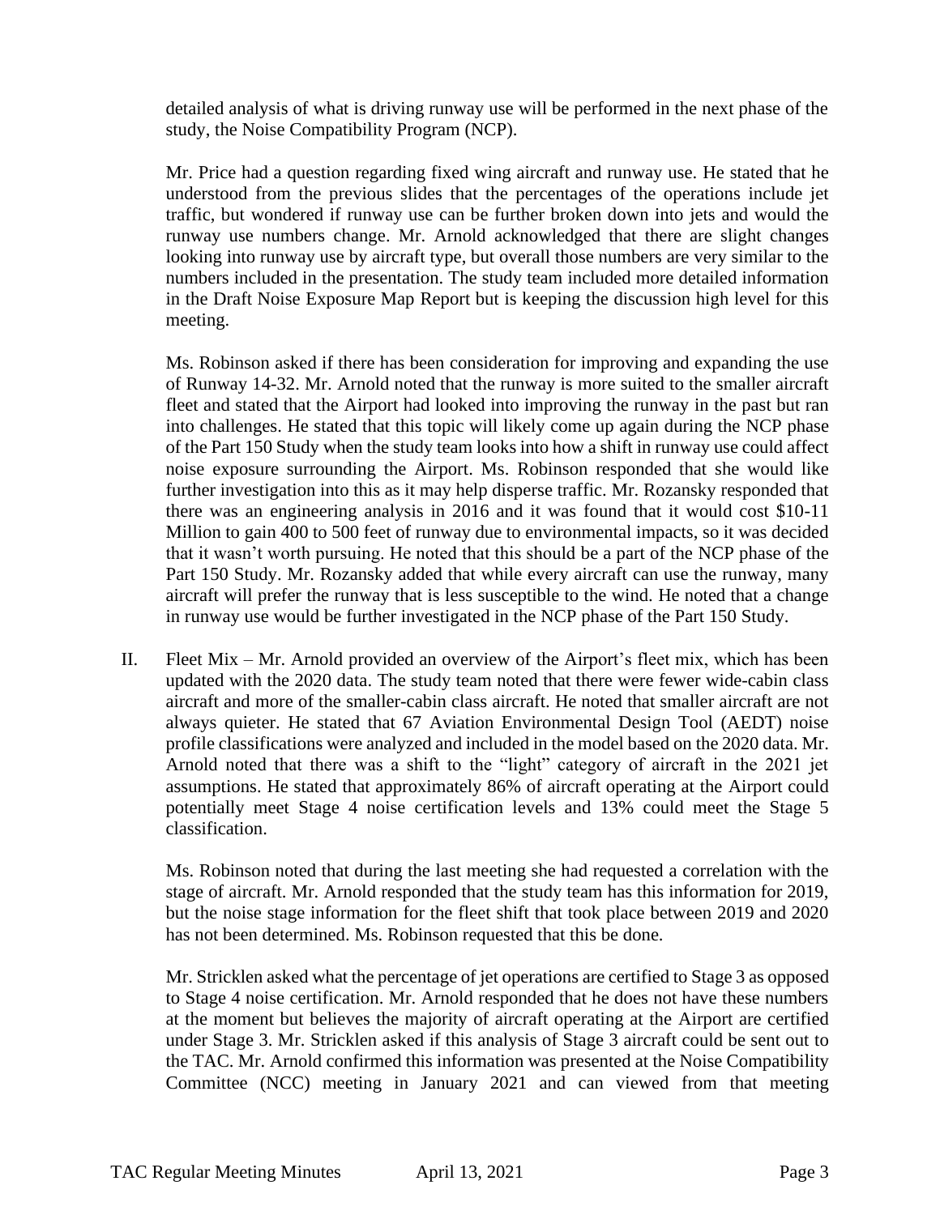detailed analysis of what is driving runway use will be performed in the next phase of the study, the Noise Compatibility Program (NCP).

Mr. Price had a question regarding fixed wing aircraft and runway use. He stated that he understood from the previous slides that the percentages of the operations include jet traffic, but wondered if runway use can be further broken down into jets and would the runway use numbers change. Mr. Arnold acknowledged that there are slight changes looking into runway use by aircraft type, but overall those numbers are very similar to the numbers included in the presentation. The study team included more detailed information in the Draft Noise Exposure Map Report but is keeping the discussion high level for this meeting.

Ms. Robinson asked if there has been consideration for improving and expanding the use of Runway 14-32. Mr. Arnold noted that the runway is more suited to the smaller aircraft fleet and stated that the Airport had looked into improving the runway in the past but ran into challenges. He stated that this topic will likely come up again during the NCP phase of the Part 150 Study when the study team looks into how a shift in runway use could affect noise exposure surrounding the Airport. Ms. Robinson responded that she would like further investigation into this as it may help disperse traffic. Mr. Rozansky responded that there was an engineering analysis in 2016 and it was found that it would cost $10-11 Million to gain 400 to 500 feet of runway due to environmental impacts, so it was decided that it wasn't worth pursuing. He noted that this should be a part of the NCP phase of the Part 150 Study. Mr. Rozansky added that while every aircraft can use the runway, many aircraft will prefer the runway that is less susceptible to the wind. He noted that a change in runway use would be further investigated in the NCP phase of the Part 150 Study.

II. Fleet Mix – Mr. Arnold provided an overview of the Airport's fleet mix, which has been updated with the 2020 data. The study team noted that there were fewer wide-cabin class aircraft and more of the smaller-cabin class aircraft. He noted that smaller aircraft are not always quieter. He stated that 67 Aviation Environmental Design Tool (AEDT) noise profile classifications were analyzed and included in the model based on the 2020 data. Mr. Arnold noted that there was a shift to the "light" category of aircraft in the 2021 jet assumptions. He stated that approximately 86% of aircraft operating at the Airport could potentially meet Stage 4 noise certification levels and 13% could meet the Stage 5 classification.

   Ms. Robinson noted that during the last meeting she had requested a correlation with the stage of aircraft. Mr. Arnold responded that the study team has this information for 2019, but the noise stage information for the fleet shift that took place between 2019 and 2020 has not been determined. Ms. Robinson requested that this be done.

   Mr. Stricklen asked what the percentage of jet operations are certified to Stage 3 as opposed to Stage 4 noise certification. Mr. Arnold responded that he does not have these numbers at the moment but believes the majority of aircraft operating at the Airport are certified under Stage 3. Mr. Stricklen asked if this analysis of Stage 3 aircraft could be sent out to the TAC. Mr. Arnold confirmed this information was presented at the Noise Compatibility Committee (NCC) meeting in January 2021 and can viewed from that meeting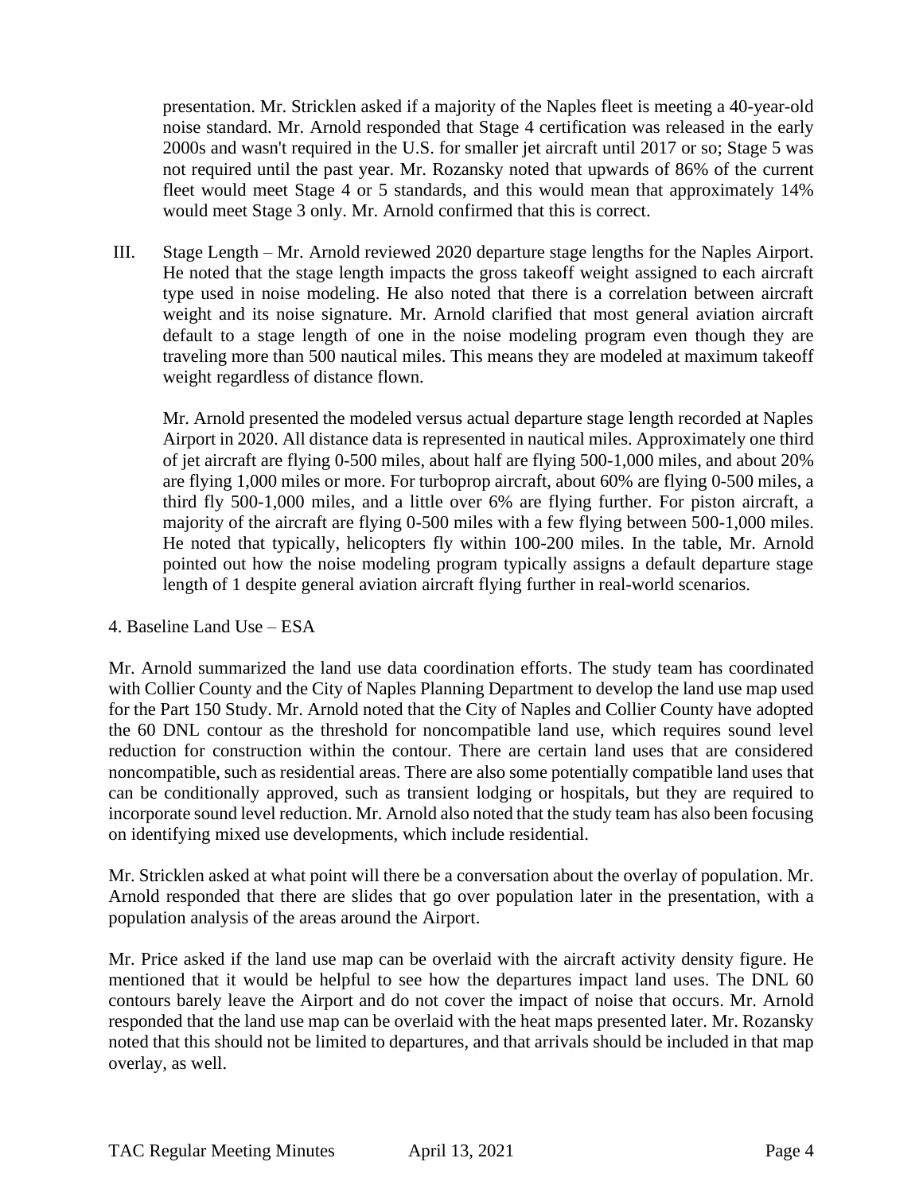presentation. Mr. Stricklen asked if a majority of the Naples fleet is meeting a 40-year-old noise standard. Mr. Arnold responded that Stage 4 certification was released in the early 2000s and wasn't required in the U.S. for smaller jet aircraft until 2017 or so; Stage 5 was not required until the past year. Mr. Rozansky noted that upwards of 86% of the current fleet would meet Stage 4 or 5 standards, and this would mean that approximately 14% would meet Stage 3 only. Mr. Arnold confirmed that this is correct.

III. Stage Length – Mr. Arnold reviewed 2020 departure stage lengths for the Naples Airport. He noted that the stage length impacts the gross takeoff weight assigned to each aircraft type used in noise modeling. He also noted that there is a correlation between aircraft weight and its noise signature. Mr. Arnold clarified that most general aviation aircraft default to a stage length of one in the noise modeling program even though they are traveling more than 500 nautical miles. This means they are modeled at maximum takeoff weight regardless of distance flown.

Mr. Arnold presented the modeled versus actual departure stage length recorded at Naples Airport in 2020. All distance data is represented in nautical miles. Approximately one third of jet aircraft are flying 0-500 miles, about half are flying 500-1,000 miles, and about 20% are flying 1,000 miles or more. For turboprop aircraft, about 60% are flying 0-500 miles, a third fly 500-1,000 miles, and a little over 6% are flying further. For piston aircraft, a majority of the aircraft are flying 0-500 miles with a few flying between 500-1,000 miles. He noted that typically, helicopters fly within 100-200 miles. In the table, Mr. Arnold pointed out how the noise modeling program typically assigns a default departure stage length of 1 despite general aviation aircraft flying further in real-world scenarios.

4. Baseline Land Use – ESA

Mr. Arnold summarized the land use data coordination efforts. The study team has coordinated with Collier County and the City of Naples Planning Department to develop the land use map used for the Part 150 Study. Mr. Arnold noted that the City of Naples and Collier County have adopted the 60 DNL contour as the threshold for noncompatible land use, which requires sound level reduction for construction within the contour. There are certain land uses that are considered noncompatible, such as residential areas. There are also some potentially compatible land uses that can be conditionally approved, such as transient lodging or hospitals, but they are required to incorporate sound level reduction. Mr. Arnold also noted that the study team has also been focusing on identifying mixed use developments, which include residential.

Mr. Stricklen asked at what point will there be a conversation about the overlay of population. Mr. Arnold responded that there are slides that go over population later in the presentation, with a population analysis of the areas around the Airport.

Mr. Price asked if the land use map can be overlaid with the aircraft activity density figure. He mentioned that it would be helpful to see how the departures impact land uses. The DNL 60 contours barely leave the Airport and do not cover the impact of noise that occurs. Mr. Arnold responded that the land use map can be overlaid with the heat maps presented later. Mr. Rozansky noted that this should not be limited to departures, and that arrivals should be included in that map overlay, as well.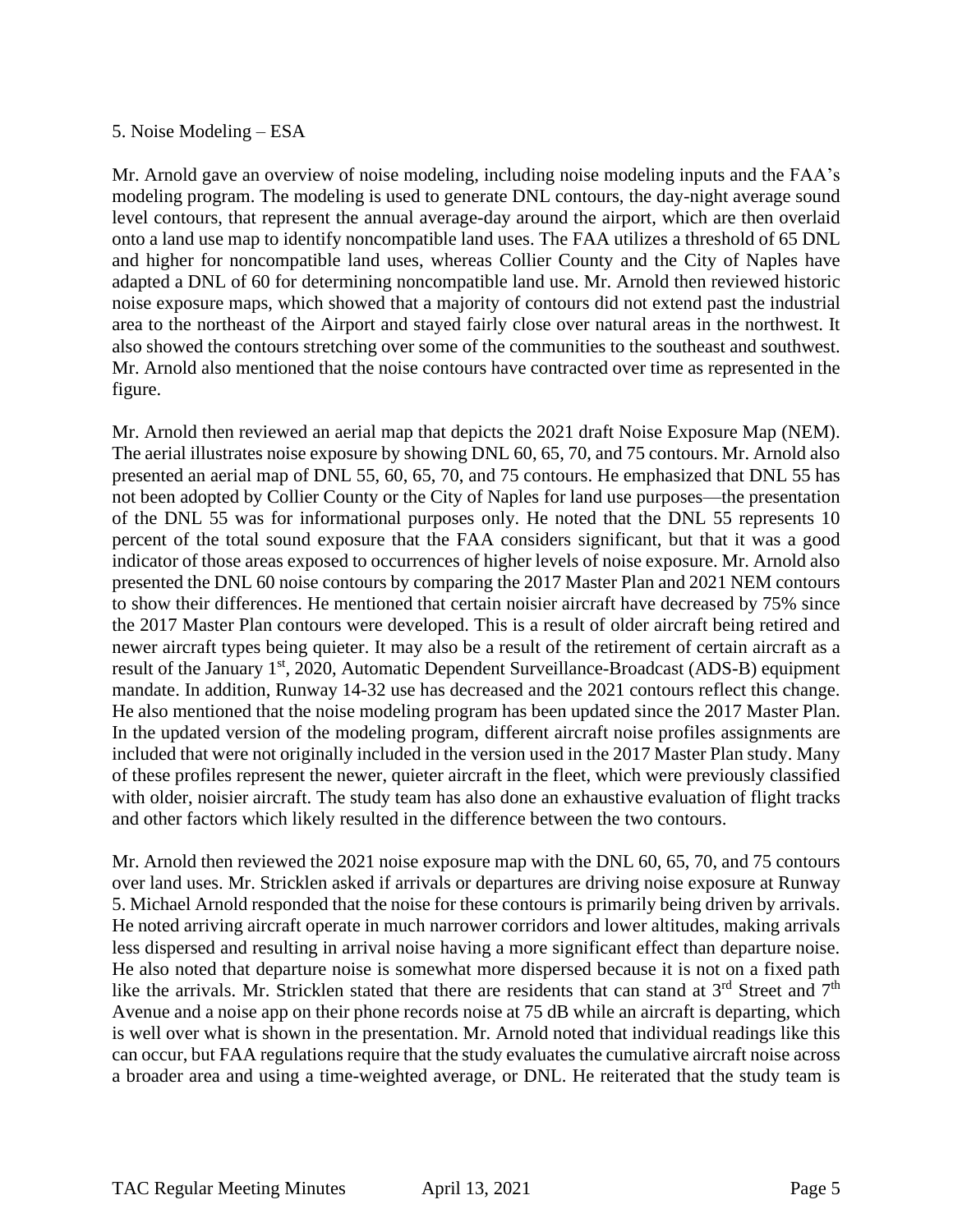5. Noise Modeling – ESA

Mr. Arnold gave an overview of noise modeling, including noise modeling inputs and the FAA's modeling program. The modeling is used to generate DNL contours, the day-night average sound level contours, that represent the annual average-day around the airport, which are then overlaid onto a land use map to identify noncompatible land uses. The FAA utilizes a threshold of 65 DNL and higher for noncompatible land uses, whereas Collier County and the City of Naples have adapted a DNL of 60 for determining noncompatible land use. Mr. Arnold then reviewed historic noise exposure maps, which showed that a majority of contours did not extend past the industrial area to the northeast of the Airport and stayed fairly close over natural areas in the northwest. It also showed the contours stretching over some of the communities to the southeast and southwest. Mr. Arnold also mentioned that the noise contours have contracted over time as represented in the figure.

Mr. Arnold then reviewed an aerial map that depicts the 2021 draft Noise Exposure Map (NEM). The aerial illustrates noise exposure by showing DNL 60, 65, 70, and 75 contours. Mr. Arnold also presented an aerial map of DNL 55, 60, 65, 70, and 75 contours. He emphasized that DNL 55 has not been adopted by Collier County or the City of Naples for land use purposes—the presentation of the DNL 55 was for informational purposes only. He noted that the DNL 55 represents 10 percent of the total sound exposure that the FAA considers significant, but that it was a good indicator of those areas exposed to occurrences of higher levels of noise exposure. Mr. Arnold also presented the DNL 60 noise contours by comparing the 2017 Master Plan and 2021 NEM contours to show their differences. He mentioned that certain noisier aircraft have decreased by 75% since the 2017 Master Plan contours were developed. This is a result of older aircraft being retired and newer aircraft types being quieter. It may also be a result of the retirement of certain aircraft as a result of the January 1st, 2020, Automatic Dependent Surveillance-Broadcast (ADS-B) equipment mandate. In addition, Runway 14-32 use has decreased and the 2021 contours reflect this change. He also mentioned that the noise modeling program has been updated since the 2017 Master Plan. In the updated version of the modeling program, different aircraft noise profiles assignments are included that were not originally included in the version used in the 2017 Master Plan study. Many of these profiles represent the newer, quieter aircraft in the fleet, which were previously classified with older, noisier aircraft. The study team has also done an exhaustive evaluation of flight tracks and other factors which likely resulted in the difference between the two contours.

Mr. Arnold then reviewed the 2021 noise exposure map with the DNL 60, 65, 70, and 75 contours over land uses. Mr. Stricklen asked if arrivals or departures are driving noise exposure at Runway 5. Michael Arnold responded that the noise for these contours is primarily being driven by arrivals. He noted arriving aircraft operate in much narrower corridors and lower altitudes, making arrivals less dispersed and resulting in arrival noise having a more significant effect than departure noise. He also noted that departure noise is somewhat more dispersed because it is not on a fixed path like the arrivals. Mr. Stricklen stated that there are residents that can stand at 3rd Street and 7th Avenue and a noise app on their phone records noise at 75 dB while an aircraft is departing, which is well over what is shown in the presentation. Mr. Arnold noted that individual readings like this can occur, but FAA regulations require that the study evaluates the cumulative aircraft noise across a broader area and using a time-weighted average, or DNL. He reiterated that the study team is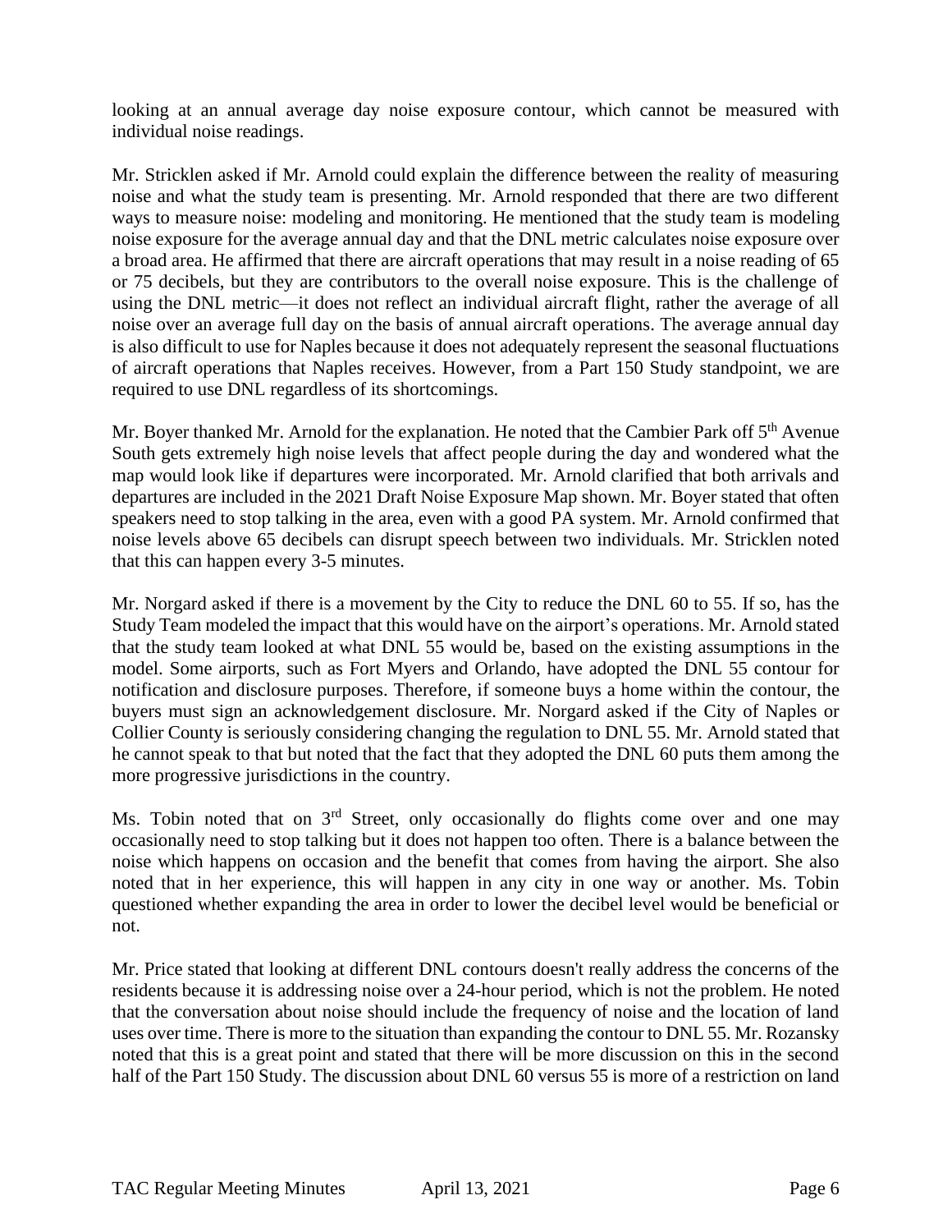looking at an annual average day noise exposure contour, which cannot be measured with individual noise readings.

Mr. Stricklen asked if Mr. Arnold could explain the difference between the reality of measuring noise and what the study team is presenting. Mr. Arnold responded that there are two different ways to measure noise: modeling and monitoring. He mentioned that the study team is modeling noise exposure for the average annual day and that the DNL metric calculates noise exposure over a broad area. He affirmed that there are aircraft operations that may result in a noise reading of 65 or 75 decibels, but they are contributors to the overall noise exposure. This is the challenge of using the DNL metric—it does not reflect an individual aircraft flight, rather the average of all noise over an average full day on the basis of annual aircraft operations. The average annual day is also difficult to use for Naples because it does not adequately represent the seasonal fluctuations of aircraft operations that Naples receives. However, from a Part 150 Study standpoint, we are required to use DNL regardless of its shortcomings.

Mr. Boyer thanked Mr. Arnold for the explanation. He noted that the Cambier Park off 5th Avenue South gets extremely high noise levels that affect people during the day and wondered what the map would look like if departures were incorporated. Mr. Arnold clarified that both arrivals and departures are included in the 2021 Draft Noise Exposure Map shown. Mr. Boyer stated that often speakers need to stop talking in the area, even with a good PA system. Mr. Arnold confirmed that noise levels above 65 decibels can disrupt speech between two individuals. Mr. Stricklen noted that this can happen every 3-5 minutes.

Mr. Norgard asked if there is a movement by the City to reduce the DNL 60 to 55. If so, has the Study Team modeled the impact that this would have on the airport's operations. Mr. Arnold stated that the study team looked at what DNL 55 would be, based on the existing assumptions in the model. Some airports, such as Fort Myers and Orlando, have adopted the DNL 55 contour for notification and disclosure purposes. Therefore, if someone buys a home within the contour, the buyers must sign an acknowledgement disclosure. Mr. Norgard asked if the City of Naples or Collier County is seriously considering changing the regulation to DNL 55. Mr. Arnold stated that he cannot speak to that but noted that the fact that they adopted the DNL 60 puts them among the more progressive jurisdictions in the country.

Ms. Tobin noted that on 3rd Street, only occasionally do flights come over and one may occasionally need to stop talking but it does not happen too often. There is a balance between the noise which happens on occasion and the benefit that comes from having the airport. She also noted that in her experience, this will happen in any city in one way or another. Ms. Tobin questioned whether expanding the area in order to lower the decibel level would be beneficial or not.

Mr. Price stated that looking at different DNL contours doesn't really address the concerns of the residents because it is addressing noise over a 24-hour period, which is not the problem. He noted that the conversation about noise should include the frequency of noise and the location of land uses over time. There is more to the situation than expanding the contour to DNL 55. Mr. Rozansky noted that this is a great point and stated that there will be more discussion on this in the second half of the Part 150 Study. The discussion about DNL 60 versus 55 is more of a restriction on land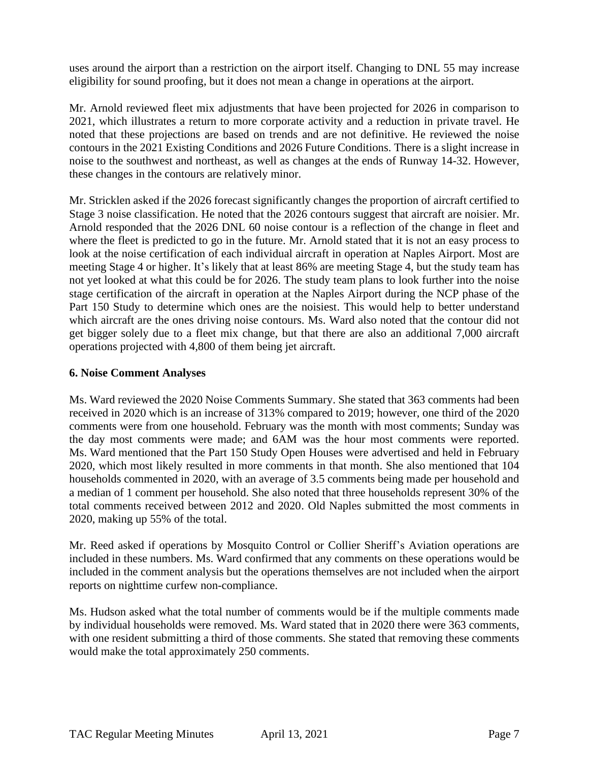uses around the airport than a restriction on the airport itself. Changing to DNL 55 may increase eligibility for sound proofing, but it does not mean a change in operations at the airport.

Mr. Arnold reviewed fleet mix adjustments that have been projected for 2026 in comparison to 2021, which illustrates a return to more corporate activity and a reduction in private travel. He noted that these projections are based on trends and are not definitive. He reviewed the noise contours in the 2021 Existing Conditions and 2026 Future Conditions. There is a slight increase in noise to the southwest and northeast, as well as changes at the ends of Runway 14-32. However, these changes in the contours are relatively minor.

Mr. Stricklen asked if the 2026 forecast significantly changes the proportion of aircraft certified to Stage 3 noise classification. He noted that the 2026 contours suggest that aircraft are noisier. Mr. Arnold responded that the 2026 DNL 60 noise contour is a reflection of the change in fleet and where the fleet is predicted to go in the future. Mr. Arnold stated that it is not an easy process to look at the noise certification of each individual aircraft in operation at Naples Airport. Most are meeting Stage 4 or higher. It's likely that at least 86% are meeting Stage 4, but the study team has not yet looked at what this could be for 2026. The study team plans to look further into the noise stage certification of the aircraft in operation at the Naples Airport during the NCP phase of the Part 150 Study to determine which ones are the noisiest. This would help to better understand which aircraft are the ones driving noise contours. Ms. Ward also noted that the contour did not get bigger solely due to a fleet mix change, but that there are also an additional 7,000 aircraft operations projected with 4,800 of them being jet aircraft.

### 6. Noise Comment Analyses

Ms. Ward reviewed the 2020 Noise Comments Summary. She stated that 363 comments had been received in 2020 which is an increase of 313% compared to 2019; however, one third of the 2020 comments were from one household. February was the month with most comments; Sunday was the day most comments were made; and 6AM was the hour most comments were reported. Ms. Ward mentioned that the Part 150 Study Open Houses were advertised and held in February 2020, which most likely resulted in more comments in that month. She also mentioned that 104 households commented in 2020, with an average of 3.5 comments being made per household and a median of 1 comment per household. She also noted that three households represent 30% of the total comments received between 2012 and 2020. Old Naples submitted the most comments in 2020, making up 55% of the total.

Mr. Reed asked if operations by Mosquito Control or Collier Sheriff's Aviation operations are included in these numbers. Ms. Ward confirmed that any comments on these operations would be included in the comment analysis but the operations themselves are not included when the airport reports on nighttime curfew non-compliance.

Ms. Hudson asked what the total number of comments would be if the multiple comments made by individual households were removed. Ms. Ward stated that in 2020 there were 363 comments, with one resident submitting a third of those comments. She stated that removing these comments would make the total approximately 250 comments.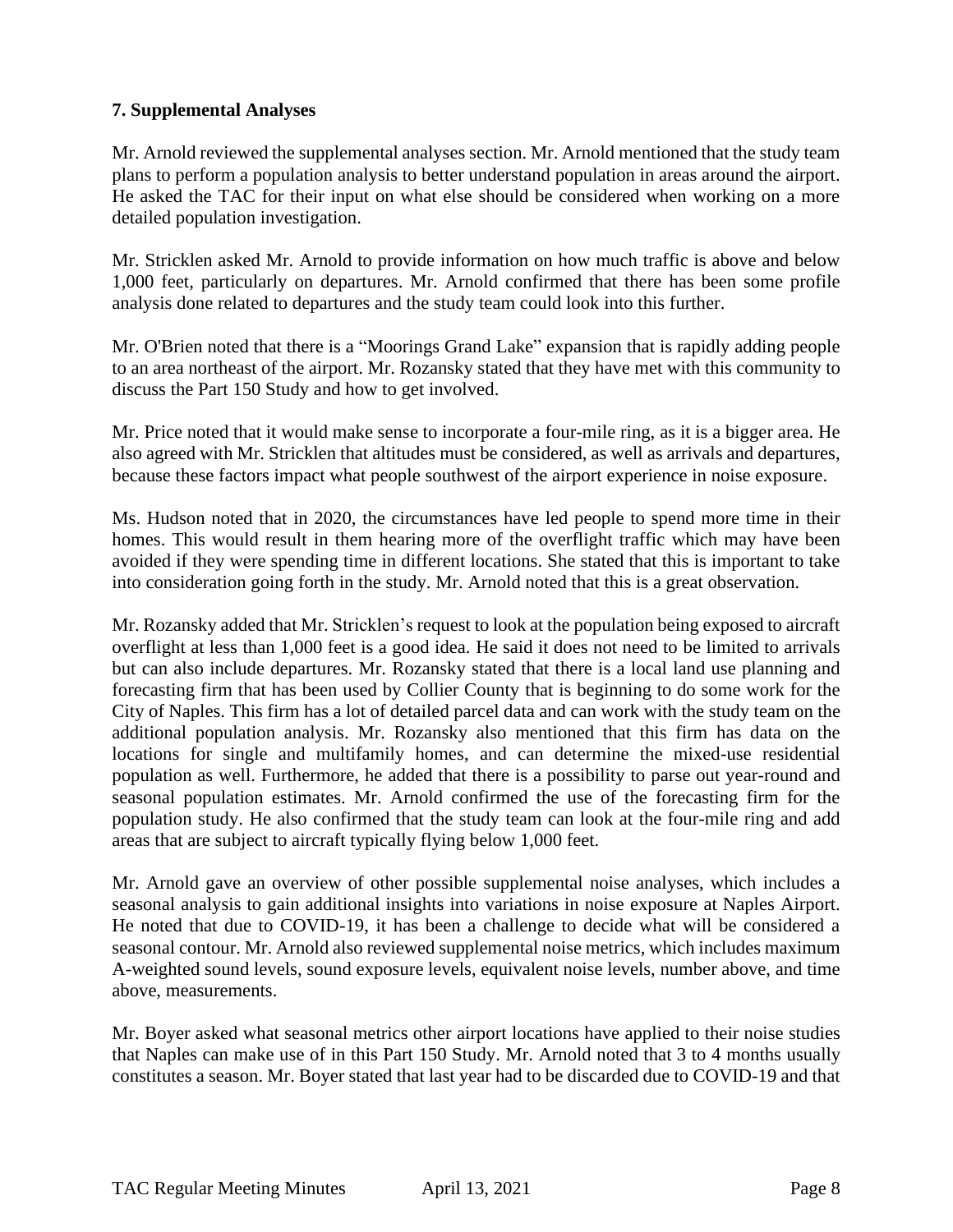**7. Supplemental Analyses**

Mr. Arnold reviewed the supplemental analyses section. Mr. Arnold mentioned that the study team plans to perform a population analysis to better understand population in areas around the airport. He asked the TAC for their input on what else should be considered when working on a more detailed population investigation.

Mr. Stricklen asked Mr. Arnold to provide information on how much traffic is above and below 1,000 feet, particularly on departures. Mr. Arnold confirmed that there has been some profile analysis done related to departures and the study team could look into this further.

Mr. O'Brien noted that there is a "Moorings Grand Lake" expansion that is rapidly adding people to an area northeast of the airport. Mr. Rozansky stated that they have met with this community to discuss the Part 150 Study and how to get involved.

Mr. Price noted that it would make sense to incorporate a four-mile ring, as it is a bigger area. He also agreed with Mr. Stricklen that altitudes must be considered, as well as arrivals and departures, because these factors impact what people southwest of the airport experience in noise exposure.

Ms. Hudson noted that in 2020, the circumstances have led people to spend more time in their homes. This would result in them hearing more of the overflight traffic which may have been avoided if they were spending time in different locations. She stated that this is important to take into consideration going forth in the study. Mr. Arnold noted that this is a great observation.

Mr. Rozansky added that Mr. Stricklen's request to look at the population being exposed to aircraft overflight at less than 1,000 feet is a good idea. He said it does not need to be limited to arrivals but can also include departures. Mr. Rozansky stated that there is a local land use planning and forecasting firm that has been used by Collier County that is beginning to do some work for the City of Naples. This firm has a lot of detailed parcel data and can work with the study team on the additional population analysis. Mr. Rozansky also mentioned that this firm has data on the locations for single and multifamily homes, and can determine the mixed-use residential population as well. Furthermore, he added that there is a possibility to parse out year-round and seasonal population estimates. Mr. Arnold confirmed the use of the forecasting firm for the population study. He also confirmed that the study team can look at the four-mile ring and add areas that are subject to aircraft typically flying below 1,000 feet.

Mr. Arnold gave an overview of other possible supplemental noise analyses, which includes a seasonal analysis to gain additional insights into variations in noise exposure at Naples Airport. He noted that due to COVID-19, it has been a challenge to decide what will be considered a seasonal contour. Mr. Arnold also reviewed supplemental noise metrics, which includes maximum A-weighted sound levels, sound exposure levels, equivalent noise levels, number above, and time above, measurements.

Mr. Boyer asked what seasonal metrics other airport locations have applied to their noise studies that Naples can make use of in this Part 150 Study. Mr. Arnold noted that 3 to 4 months usually constitutes a season. Mr. Boyer stated that last year had to be discarded due to COVID-19 and that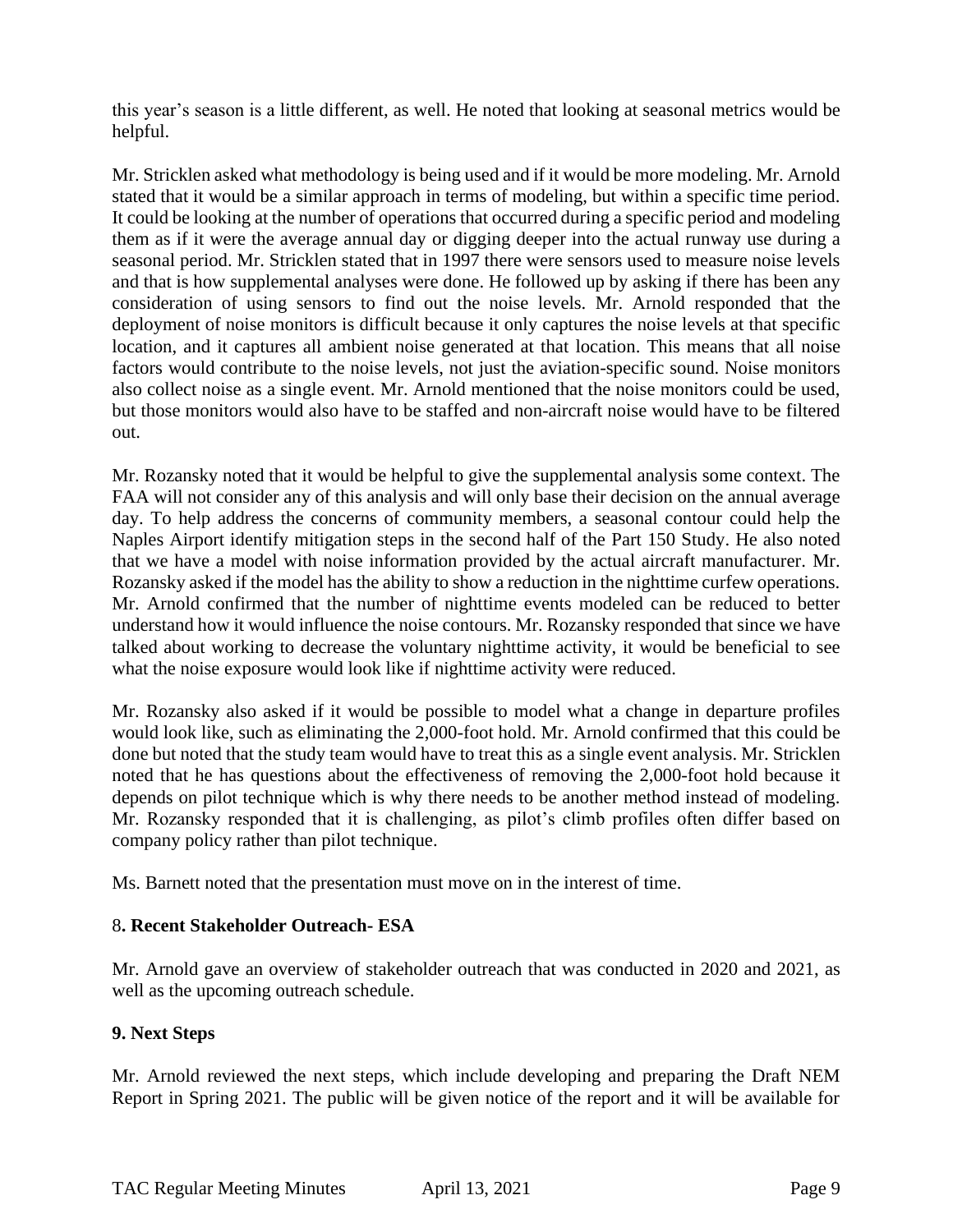this year's season is a little different, as well. He noted that looking at seasonal metrics would be helpful.

Mr. Stricklen asked what methodology is being used and if it would be more modeling. Mr. Arnold stated that it would be a similar approach in terms of modeling, but within a specific time period. It could be looking at the number of operations that occurred during a specific period and modeling them as if it were the average annual day or digging deeper into the actual runway use during a seasonal period. Mr. Stricklen stated that in 1997 there were sensors used to measure noise levels and that is how supplemental analyses were done. He followed up by asking if there has been any consideration of using sensors to find out the noise levels. Mr. Arnold responded that the deployment of noise monitors is difficult because it only captures the noise levels at that specific location, and it captures all ambient noise generated at that location. This means that all noise factors would contribute to the noise levels, not just the aviation-specific sound. Noise monitors also collect noise as a single event. Mr. Arnold mentioned that the noise monitors could be used, but those monitors would also have to be staffed and non-aircraft noise would have to be filtered out.

Mr. Rozansky noted that it would be helpful to give the supplemental analysis some context. The FAA will not consider any of this analysis and will only base their decision on the annual average day. To help address the concerns of community members, a seasonal contour could help the Naples Airport identify mitigation steps in the second half of the Part 150 Study. He also noted that we have a model with noise information provided by the actual aircraft manufacturer. Mr. Rozansky asked if the model has the ability to show a reduction in the nighttime curfew operations. Mr. Arnold confirmed that the number of nighttime events modeled can be reduced to better understand how it would influence the noise contours. Mr. Rozansky responded that since we have talked about working to decrease the voluntary nighttime activity, it would be beneficial to see what the noise exposure would look like if nighttime activity were reduced.

Mr. Rozansky also asked if it would be possible to model what a change in departure profiles would look like, such as eliminating the 2,000-foot hold. Mr. Arnold confirmed that this could be done but noted that the study team would have to treat this as a single event analysis. Mr. Stricklen noted that he has questions about the effectiveness of removing the 2,000-foot hold because it depends on pilot technique which is why there needs to be another method instead of modeling. Mr. Rozansky responded that it is challenging, as pilot's climb profiles often differ based on company policy rather than pilot technique.

Ms. Barnett noted that the presentation must move on in the interest of time.

### 8. Recent Stakeholder Outreach- ESA

Mr. Arnold gave an overview of stakeholder outreach that was conducted in 2020 and 2021, as well as the upcoming outreach schedule.

### 9. Next Steps

Mr. Arnold reviewed the next steps, which include developing and preparing the Draft NEM Report in Spring 2021. The public will be given notice of the report and it will be available for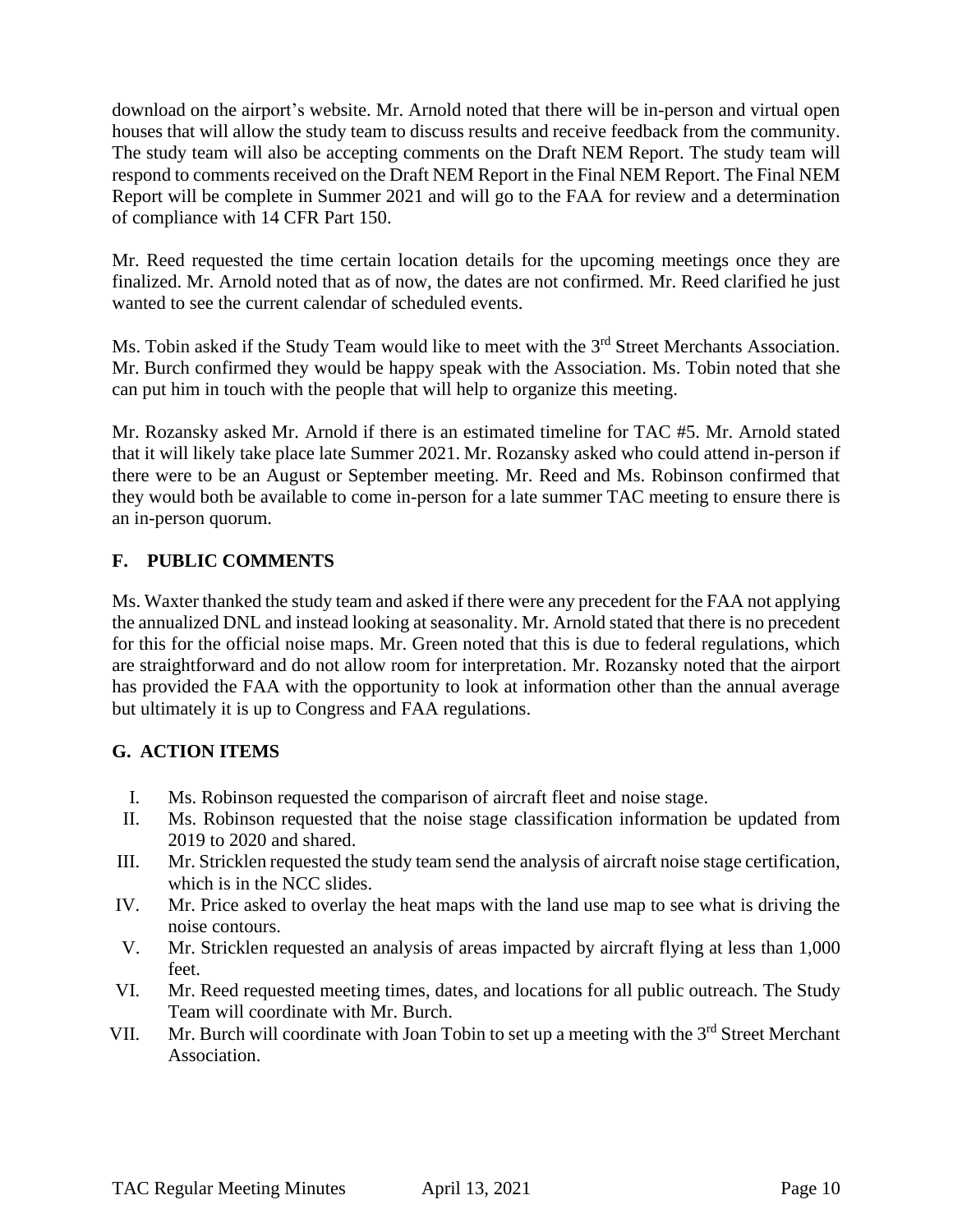download on the airport's website. Mr. Arnold noted that there will be in-person and virtual open houses that will allow the study team to discuss results and receive feedback from the community. The study team will also be accepting comments on the Draft NEM Report. The study team will respond to comments received on the Draft NEM Report in the Final NEM Report. The Final NEM Report will be complete in Summer 2021 and will go to the FAA for review and a determination of compliance with 14 CFR Part 150.

Mr. Reed requested the time certain location details for the upcoming meetings once they are finalized. Mr. Arnold noted that as of now, the dates are not confirmed. Mr. Reed clarified he just wanted to see the current calendar of scheduled events.

Ms. Tobin asked if the Study Team would like to meet with the 3rd Street Merchants Association. Mr. Burch confirmed they would be happy speak with the Association. Ms. Tobin noted that she can put him in touch with the people that will help to organize this meeting.

Mr. Rozansky asked Mr. Arnold if there is an estimated timeline for TAC #5. Mr. Arnold stated that it will likely take place late Summer 2021. Mr. Rozansky asked who could attend in-person if there were to be an August or September meeting. Mr. Reed and Ms. Robinson confirmed that they would both be available to come in-person for a late summer TAC meeting to ensure there is an in-person quorum.

## F. PUBLIC COMMENTS

Ms. Waxter thanked the study team and asked if there were any precedent for the FAA not applying the annualized DNL and instead looking at seasonality. Mr. Arnold stated that there is no precedent for this for the official noise maps. Mr. Green noted that this is due to federal regulations, which are straightforward and do not allow room for interpretation. Mr. Rozansky noted that the airport has provided the FAA with the opportunity to look at information other than the annual average but ultimately it is up to Congress and FAA regulations.

## G. ACTION ITEMS

I. Ms. Robinson requested the comparison of aircraft fleet and noise stage.

II. Ms. Robinson requested that the noise stage classification information be updated from 2019 to 2020 and shared.

III. Mr. Stricklen requested the study team send the analysis of aircraft noise stage certification, which is in the NCC slides.

IV. Mr. Price asked to overlay the heat maps with the land use map to see what is driving the noise contours.

V. Mr. Stricklen requested an analysis of areas impacted by aircraft flying at less than 1,000 feet.

VI. Mr. Reed requested meeting times, dates, and locations for all public outreach. The Study Team will coordinate with Mr. Burch.

VII. Mr. Burch will coordinate with Joan Tobin to set up a meeting with the 3rd Street Merchant Association.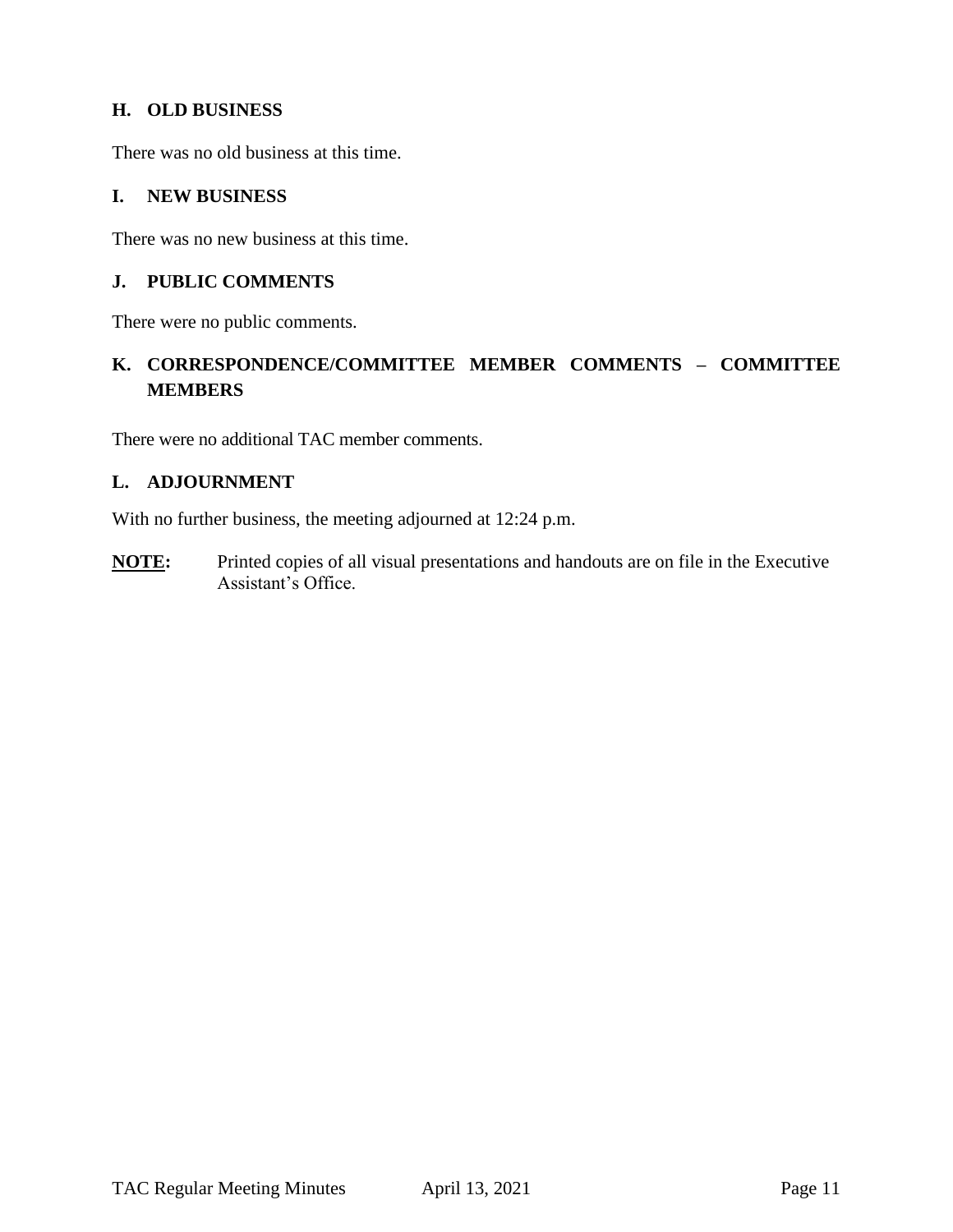## H. OLD BUSINESS

There was no old business at this time.

## I. NEW BUSINESS

There was no new business at this time.

## J. PUBLIC COMMENTS

There were no public comments.

## K. CORRESPONDENCE/COMMITTEE MEMBER COMMENTS – COMMITTEE MEMBERS

There were no additional TAC member comments.

## L. ADJOURNMENT

With no further business, the meeting adjourned at 12:24 p.m.

**NOTE:** Printed copies of all visual presentations and handouts are on file in the Executive Assistant's Office.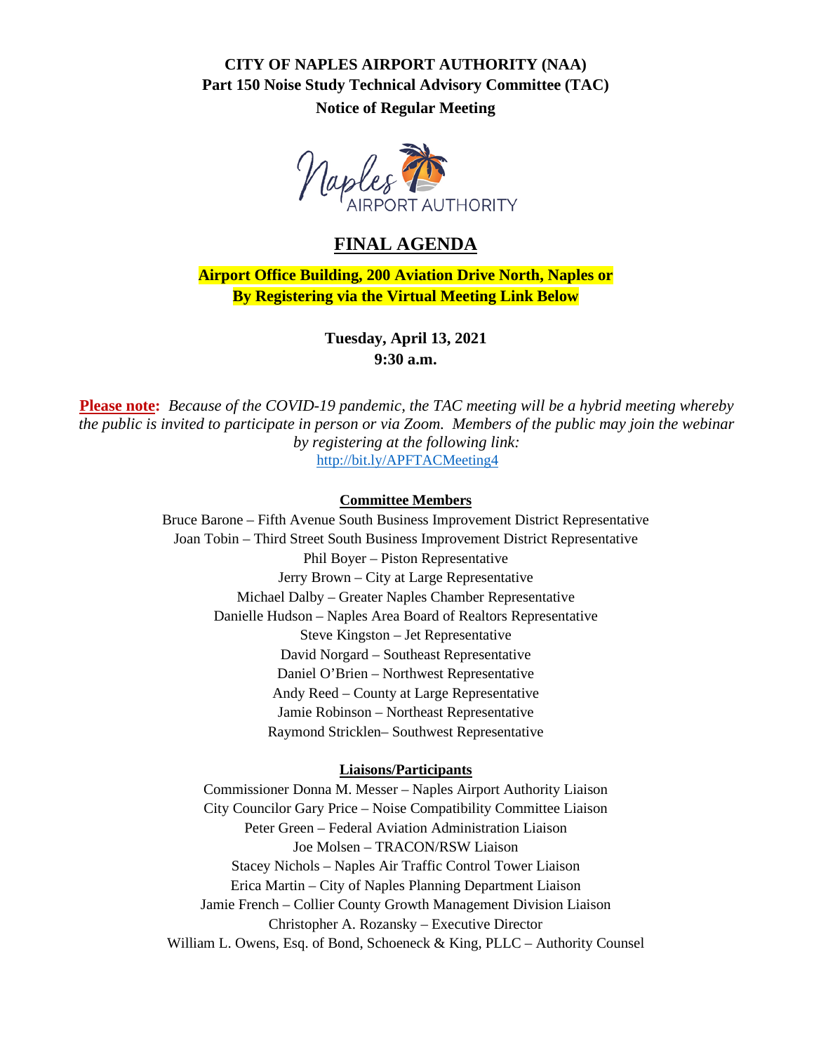**CITY OF NAPLES AIRPORT AUTHORITY (NAA)**
**Part 150 Noise Study Technical Advisory Committee (TAC)**
**Notice of Regular Meeting**

# FINAL AGENDA

**Airport Office Building, 200 Aviation Drive North, Naples or**
**By Registering via the Virtual Meeting Link Below**

**Tuesday, April 13, 2021**
**9:30 a.m.**

**Please note:** *Because of the COVID-19 pandemic, the TAC meeting will be a hybrid meeting whereby the public is invited to participate in person or via Zoom. Members of the public may join the webinar by registering at the following link:*
http://bit.ly/APFTACMeeting4

**Committee Members**

Bruce Barone – Fifth Avenue South Business Improvement District Representative
Joan Tobin – Third Street South Business Improvement District Representative
Phil Boyer – Piston Representative
Jerry Brown – City at Large Representative
Michael Dalby – Greater Naples Chamber Representative
Danielle Hudson – Naples Area Board of Realtors Representative
Steve Kingston – Jet Representative
David Norgard – Southeast Representative
Daniel O'Brien – Northwest Representative
Andy Reed – County at Large Representative
Jamie Robinson – Northeast Representative
Raymond Stricklen– Southwest Representative

**Liaisons/Participants**

Commissioner Donna M. Messer – Naples Airport Authority Liaison
City Councilor Gary Price – Noise Compatibility Committee Liaison
Peter Green – Federal Aviation Administration Liaison
Joe Molsen – TRACON/RSW Liaison
Stacey Nichols – Naples Air Traffic Control Tower Liaison
Erica Martin – City of Naples Planning Department Liaison
Jamie French – Collier County Growth Management Division Liaison
Christopher A. Rozansky – Executive Director
William L. Owens, Esq. of Bond, Schoeneck & King, PLLC – Authority Counsel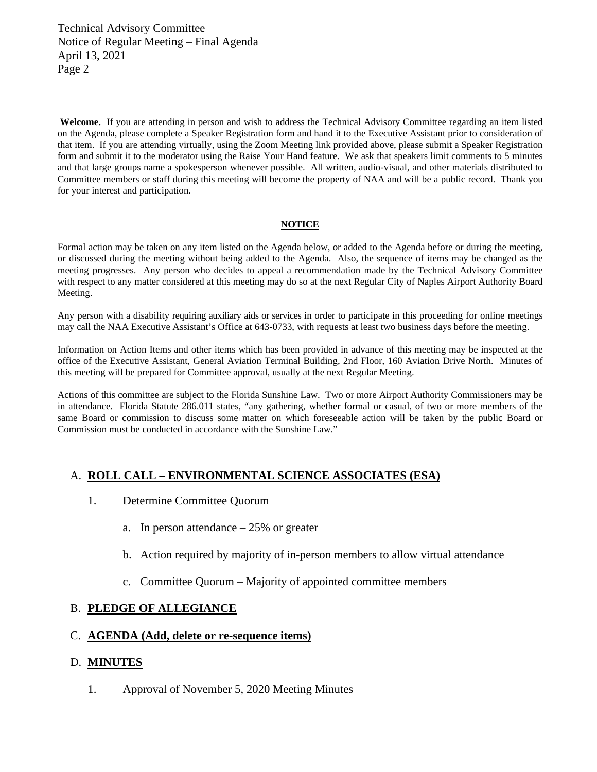**Welcome.** If you are attending in person and wish to address the Technical Advisory Committee regarding an item listed on the Agenda, please complete a Speaker Registration form and hand it to the Executive Assistant prior to consideration of that item. If you are attending virtually, using the Zoom Meeting link provided above, please submit a Speaker Registration form and submit it to the moderator using the Raise Your Hand feature. We ask that speakers limit comments to 5 minutes and that large groups name a spokesperson whenever possible. All written, audio-visual, and other materials distributed to Committee members or staff during this meeting will become the property of NAA and will be a public record. Thank you for your interest and participation.

**NOTICE**

Formal action may be taken on any item listed on the Agenda below, or added to the Agenda before or during the meeting, or discussed during the meeting without being added to the Agenda. Also, the sequence of items may be changed as the meeting progresses. Any person who decides to appeal a recommendation made by the Technical Advisory Committee with respect to any matter considered at this meeting may do so at the next Regular City of Naples Airport Authority Board Meeting.

Any person with a disability requiring auxiliary aids or services in order to participate in this proceeding for online meetings may call the NAA Executive Assistant's Office at 643-0733, with requests at least two business days before the meeting.

Information on Action Items and other items which has been provided in advance of this meeting may be inspected at the office of the Executive Assistant, General Aviation Terminal Building, 2nd Floor, 160 Aviation Drive North. Minutes of this meeting will be prepared for Committee approval, usually at the next Regular Meeting.

Actions of this committee are subject to the Florida Sunshine Law. Two or more Airport Authority Commissioners may be in attendance. Florida Statute 286.011 states, "any gathering, whether formal or casual, of two or more members of the same Board or commission to discuss some matter on which foreseeable action will be taken by the public Board or Commission must be conducted in accordance with the Sunshine Law."

A. **ROLL CALL – ENVIRONMENTAL SCIENCE ASSOCIATES (ESA)**

1. Determine Committee Quorum
   a. In person attendance – 25% or greater
   b. Action required by majority of in-person members to allow virtual attendance
   c. Committee Quorum – Majority of appointed committee members

B. **PLEDGE OF ALLEGIANCE**

C. **AGENDA (Add, delete or re-sequence items)**

D. **MINUTES**

1. Approval of November 5, 2020 Meeting Minutes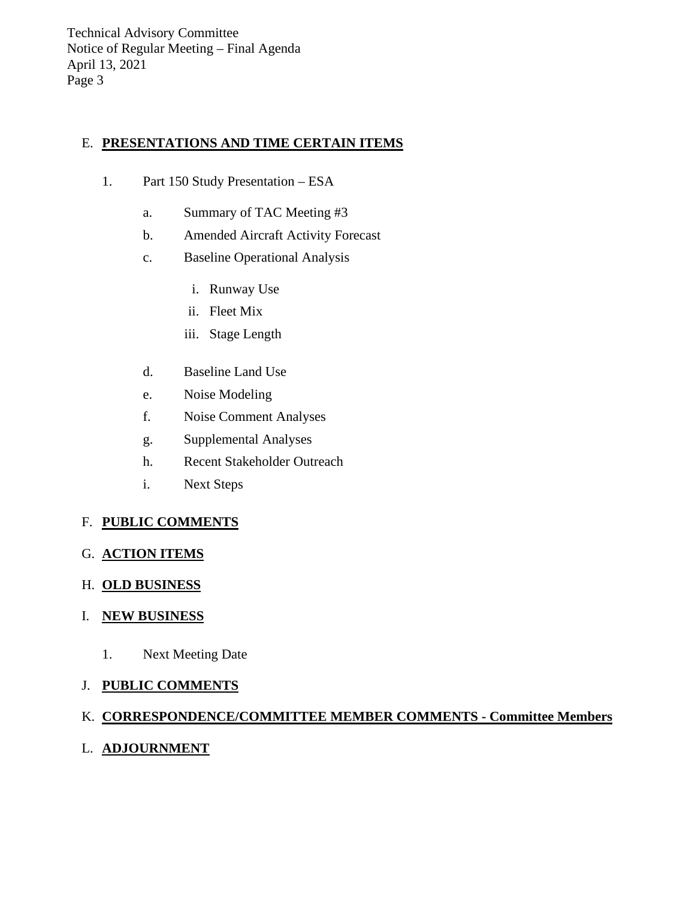## E. **PRESENTATIONS AND TIME CERTAIN ITEMS**

1. Part 150 Study Presentation – ESA

   a. Summary of TAC Meeting #3

   b. Amended Aircraft Activity Forecast

   c. Baseline Operational Analysis

      i. Runway Use

      ii. Fleet Mix

      iii. Stage Length

   d. Baseline Land Use

   e. Noise Modeling

   f. Noise Comment Analyses

   g. Supplemental Analyses

   h. Recent Stakeholder Outreach

   i. Next Steps

## F. **PUBLIC COMMENTS**

## G. **ACTION ITEMS**

## H. **OLD BUSINESS**

## I. **NEW BUSINESS**

1. Next Meeting Date

## J. **PUBLIC COMMENTS**

## K. **CORRESPONDENCE/COMMITTEE MEMBER COMMENTS - Committee Members**

## L. **ADJOURNMENT**